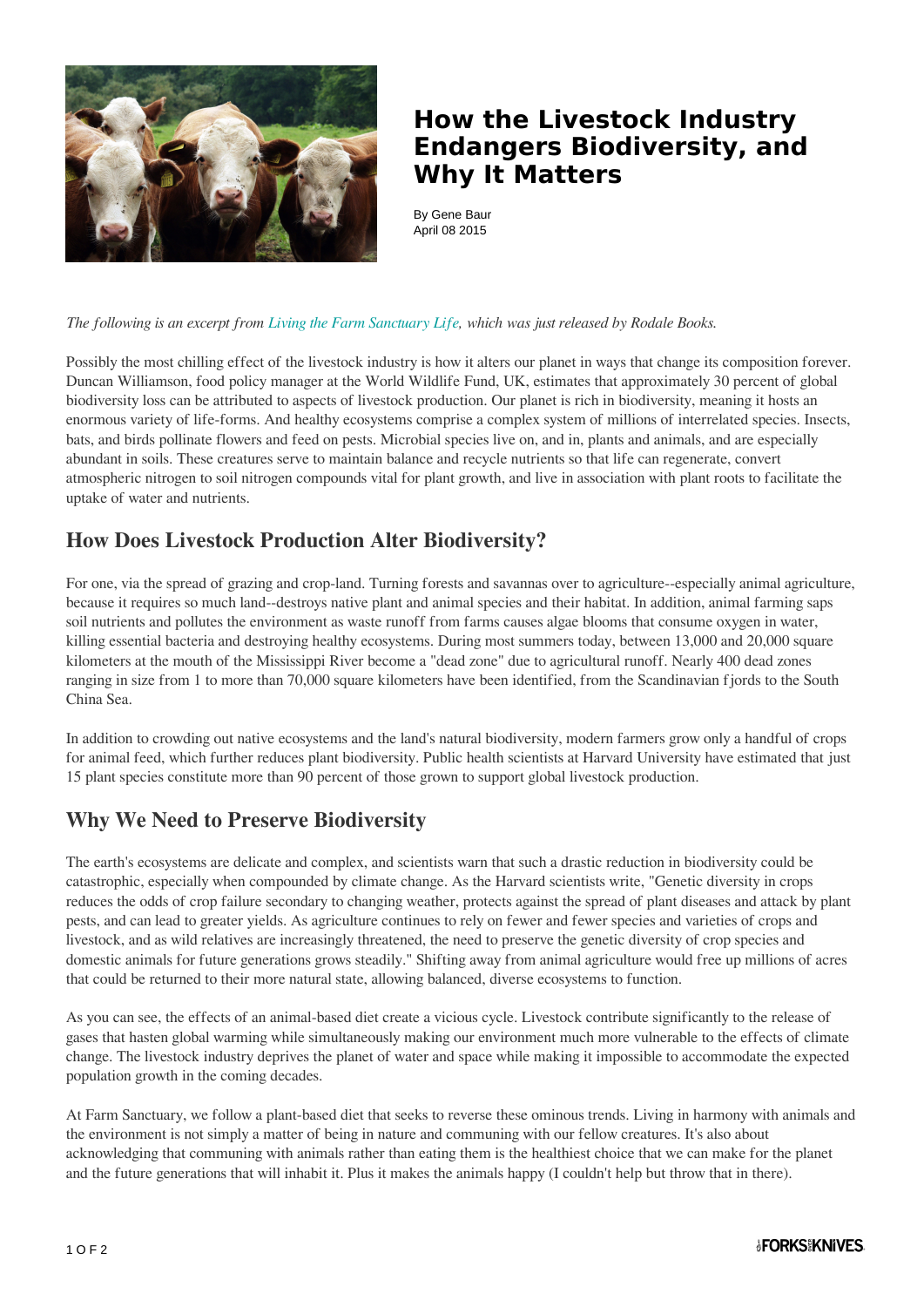# How the Livestock Industry Endangers Biodiversity, and Why It Matters

By Gene Baur
April 08 2015

*The following is an excerpt from Living the Farm Sanctuary Life, which was just released by Rodale Books.*

Possibly the most chilling effect of the livestock industry is how it alters our planet in ways that change its composition forever. Duncan Williamson, food policy manager at the World Wildlife Fund, UK, estimates that approximately 30 percent of global biodiversity loss can be attributed to aspects of livestock production. Our planet is rich in biodiversity, meaning it hosts an enormous variety of life-forms. And healthy ecosystems comprise a complex system of millions of interrelated species. Insects, bats, and birds pollinate flowers and feed on pests. Microbial species live on, and in, plants and animals, and are especially abundant in soils. These creatures serve to maintain balance and recycle nutrients so that life can regenerate, convert atmospheric nitrogen to soil nitrogen compounds vital for plant growth, and live in association with plant roots to facilitate the uptake of water and nutrients.

## How Does Livestock Production Alter Biodiversity?

For one, via the spread of grazing and crop-land. Turning forests and savannas over to agriculture--especially animal agriculture, because it requires so much land--destroys native plant and animal species and their habitat. In addition, animal farming saps soil nutrients and pollutes the environment as waste runoff from farms causes algae blooms that consume oxygen in water, killing essential bacteria and destroying healthy ecosystems. During most summers today, between 13,000 and 20,000 square kilometers at the mouth of the Mississippi River become a "dead zone" due to agricultural runoff. Nearly 400 dead zones ranging in size from 1 to more than 70,000 square kilometers have been identified, from the Scandinavian fjords to the South China Sea.

In addition to crowding out native ecosystems and the land's natural biodiversity, modern farmers grow only a handful of crops for animal feed, which further reduces plant biodiversity. Public health scientists at Harvard University have estimated that just 15 plant species constitute more than 90 percent of those grown to support global livestock production.

## Why We Need to Preserve Biodiversity

The earth's ecosystems are delicate and complex, and scientists warn that such a drastic reduction in biodiversity could be catastrophic, especially when compounded by climate change. As the Harvard scientists write, "Genetic diversity in crops reduces the odds of crop failure secondary to changing weather, protects against the spread of plant diseases and attack by plant pests, and can lead to greater yields. As agriculture continues to rely on fewer and fewer species and varieties of crops and livestock, and as wild relatives are increasingly threatened, the need to preserve the genetic diversity of crop species and domestic animals for future generations grows steadily." Shifting away from animal agriculture would free up millions of acres that could be returned to their more natural state, allowing balanced, diverse ecosystems to function.

As you can see, the effects of an animal-based diet create a vicious cycle. Livestock contribute significantly to the release of gases that hasten global warming while simultaneously making our environment much more vulnerable to the effects of climate change. The livestock industry deprives the planet of water and space while making it impossible to accommodate the expected population growth in the coming decades.

At Farm Sanctuary, we follow a plant-based diet that seeks to reverse these ominous trends. Living in harmony with animals and the environment is not simply a matter of being in nature and communing with our fellow creatures. It's also about acknowledging that communing with animals rather than eating them is the healthiest choice that we can make for the planet and the future generations that will inhabit it. Plus it makes the animals happy (I couldn't help but throw that in there).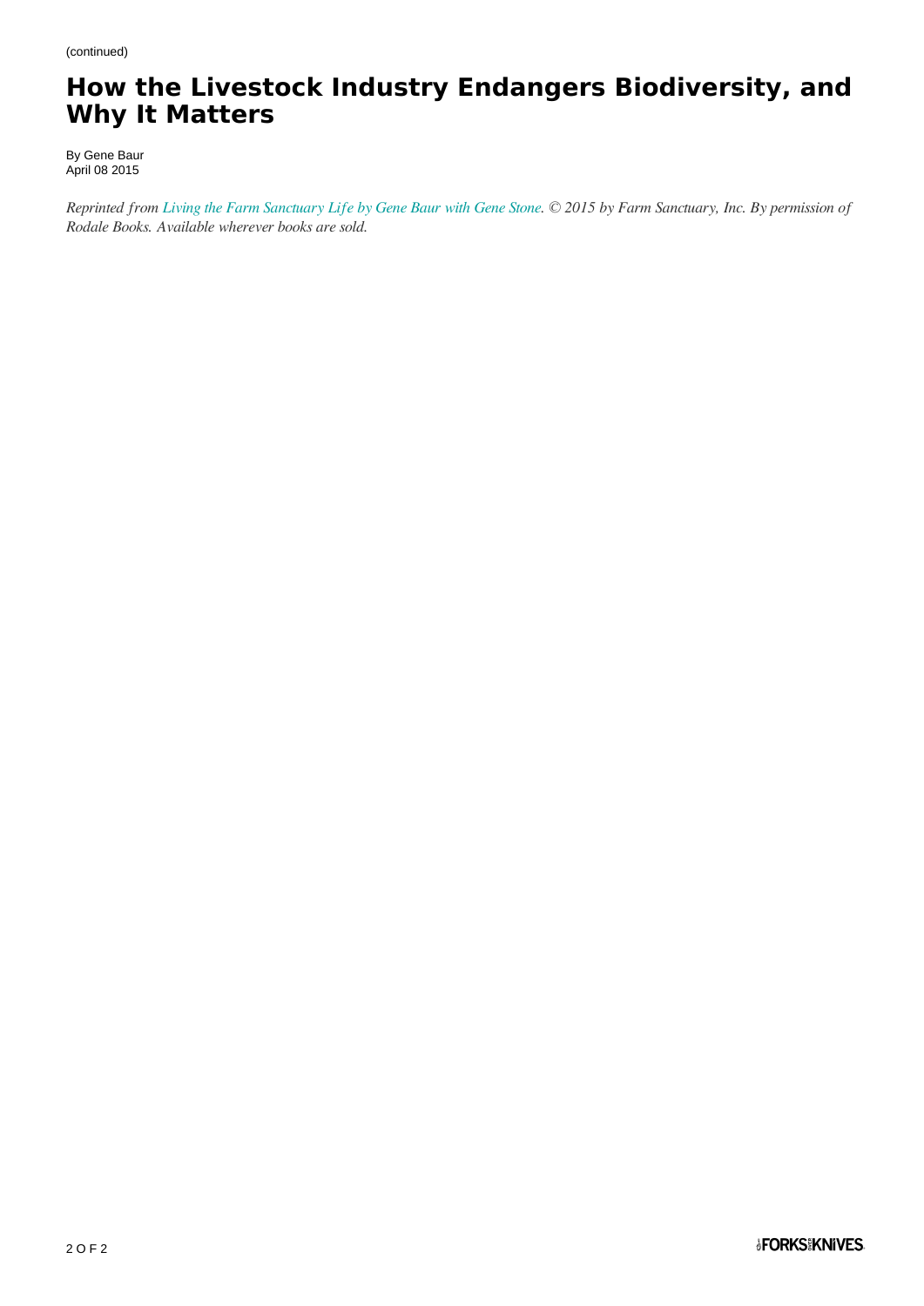(continued)

# How the Livestock Industry Endangers Biodiversity, and Why It Matters

By Gene Baur
April 08 2015

*Reprinted from Living the Farm Sanctuary Life by Gene Baur with Gene Stone. © 2015 by Farm Sanctuary, Inc. By permission of Rodale Books. Available wherever books are sold.*